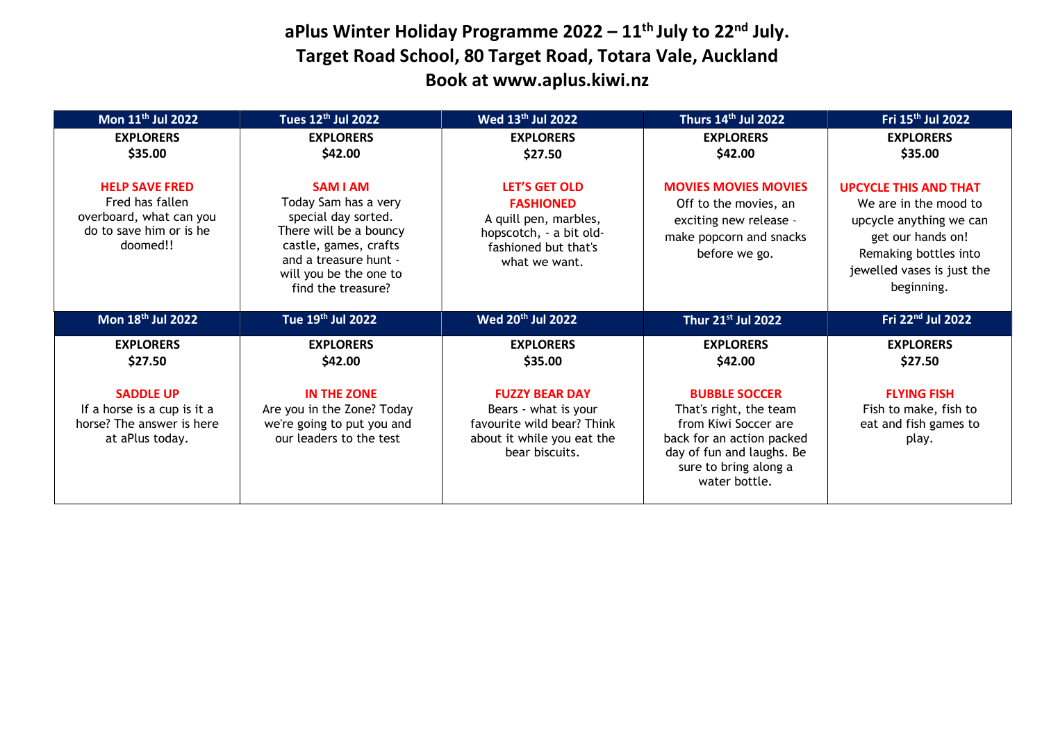# aPlus Winter Holiday Programme 2022 – 11th July to 22nd July.

# Target Road School, 80 Target Road, Totara Vale, Auckland

# Book at www.aplus.kiwi.nz

| Mon 11th Jul 2022 | Tues 12th Jul 2022 | Wed 13th Jul 2022 | Thurs 14th Jul 2022 | Fri 15th Jul 2022 |
|---|---|---|---|---|
| **EXPLORERS** **$35.00** **HELP SAVE FRED** Fred has fallen overboard, what can you do to save him or is he doomed!! | **EXPLORERS** **$42.00** **SAM I AM** Today Sam has a very special day sorted. There will be a bouncy castle, games, crafts and a treasure hunt - will you be the one to find the treasure? | **EXPLORERS** **$27.50** **LET'S GET OLD FASHIONED** A quill pen, marbles, hopscotch, - a bit old-fashioned but that's what we want. | **EXPLORERS** **$42.00** **MOVIES MOVIES MOVIES** Off to the movies, an exciting new release - make popcorn and snacks before we go. | **EXPLORERS** **$35.00** **UPCYCLE THIS AND THAT** We are in the mood to upcycle anything we can get our hands on! Remaking bottles into jewelled vases is just the beginning. |
| **Mon 18th Jul 2022** | **Tue 19th Jul 2022** | **Wed 20th Jul 2022** | **Thur 21st Jul 2022** | **Fri 22nd Jul 2022** |
| **EXPLORERS** **$27.50** **SADDLE UP** If a horse is a cup is it a horse? The answer is here at aPlus today. | **EXPLORERS** **$42.00** **IN THE ZONE** Are you in the Zone? Today we're going to put you and our leaders to the test | **EXPLORERS** **$35.00** **FUZZY BEAR DAY** Bears - what is your favourite wild bear? Think about it while you eat the bear biscuits. | **EXPLORERS** **$42.00** **BUBBLE SOCCER** That's right, the team from Kiwi Soccer are back for an action packed day of fun and laughs. Be sure to bring along a water bottle. | **EXPLORERS** **$27.50** **FLYING FISH** Fish to make, fish to eat and fish games to play. |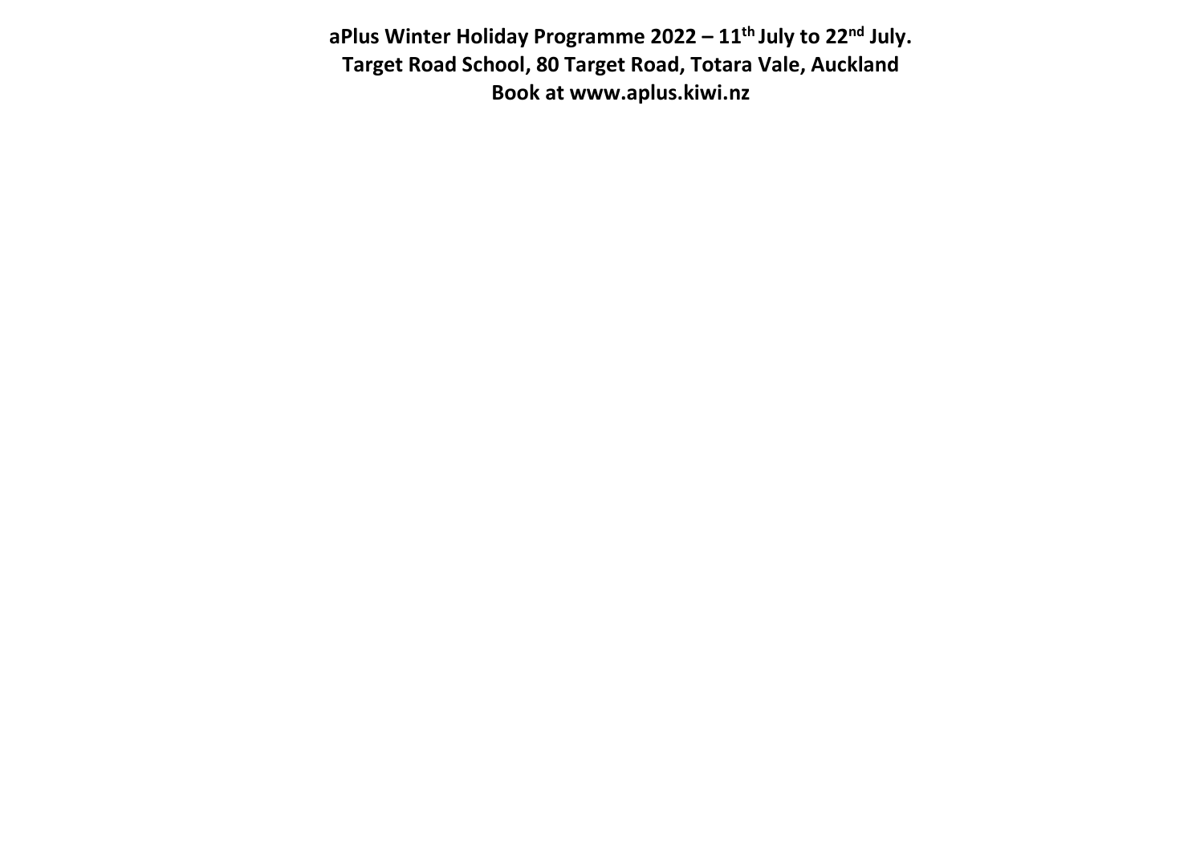**aPlus Winter Holiday Programme 2022 – 11th July to 22nd July.**
**Target Road School, 80 Target Road, Totara Vale, Auckland**
**Book at www.aplus.kiwi.nz**